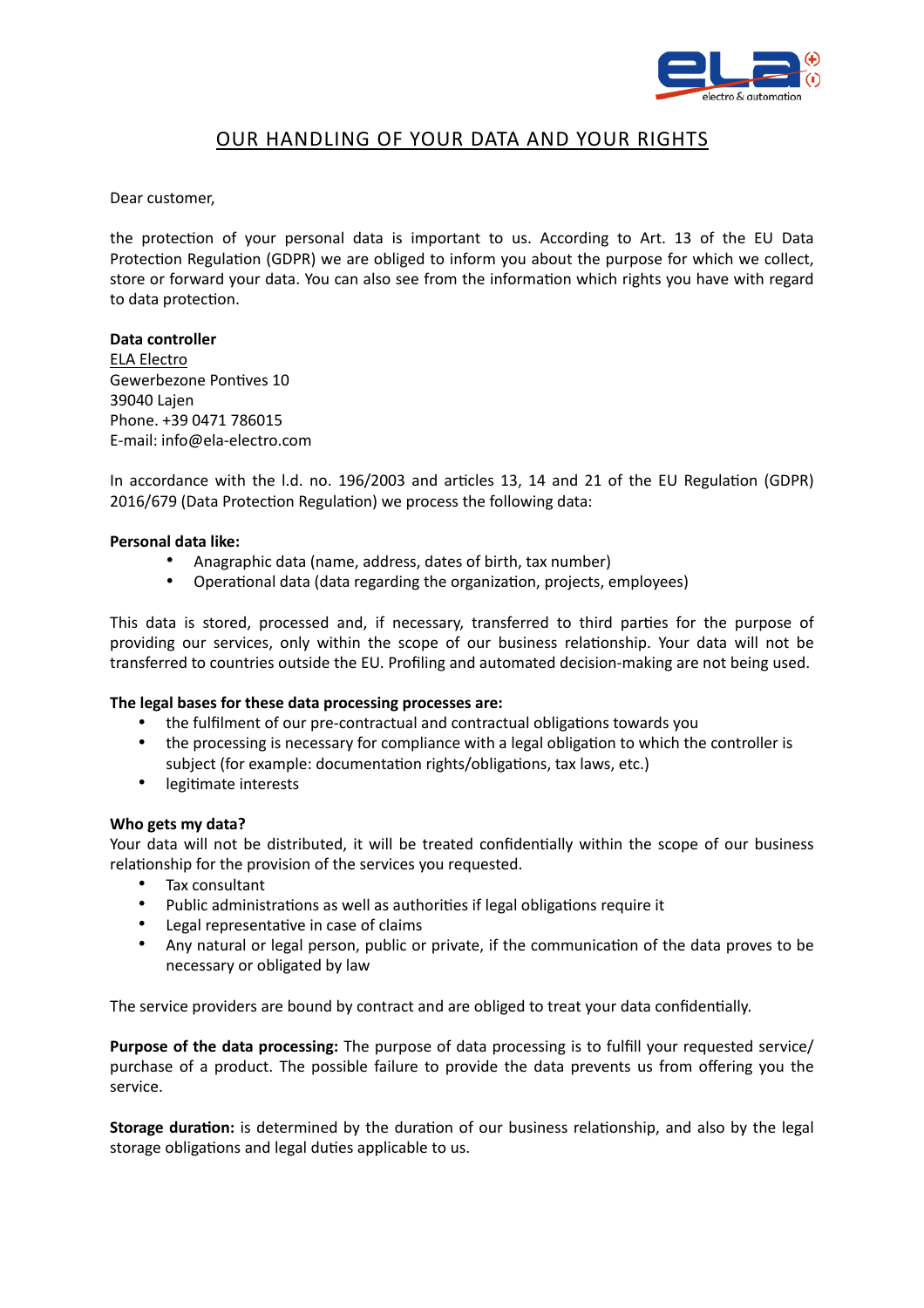# OUR HANDLING OF YOUR DATA AND YOUR RIGHTS

Dear customer,

the protection of your personal data is important to us. According to Art. 13 of the EU Data Protection Regulation (GDPR) we are obliged to inform you about the purpose for which we collect, store or forward your data. You can also see from the information which rights you have with regard to data protection.

**Data controller**
ELA Electro
Gewerbezone Pontives 10
39040 Lajen
Phone. +39 0471 786015
E-mail: info@ela-electro.com

In accordance with the l.d. no. 196/2003 and articles 13, 14 and 21 of the EU Regulation (GDPR) 2016/679 (Data Protection Regulation) we process the following data:

**Personal data like:**

- Anagraphic data (name, address, dates of birth, tax number)
- Operational data (data regarding the organization, projects, employees)

This data is stored, processed and, if necessary, transferred to third parties for the purpose of providing our services, only within the scope of our business relationship. Your data will not be transferred to countries outside the EU. Profiling and automated decision-making are not being used.

**The legal bases for these data processing processes are:**

- the fulfilment of our pre-contractual and contractual obligations towards you
- the processing is necessary for compliance with a legal obligation to which the controller is subject (for example: documentation rights/obligations, tax laws, etc.)
- legitimate interests

**Who gets my data?**
Your data will not be distributed, it will be treated confidentially within the scope of our business relationship for the provision of the services you requested.

- Tax consultant
- Public administrations as well as authorities if legal obligations require it
- Legal representative in case of claims
- Any natural or legal person, public or private, if the communication of the data proves to be necessary or obligated by law

The service providers are bound by contract and are obliged to treat your data confidentially.

**Purpose of the data processing:** The purpose of data processing is to fulfill your requested service/ purchase of a product. The possible failure to provide the data prevents us from offering you the service.

**Storage duration:** is determined by the duration of our business relationship, and also by the legal storage obligations and legal duties applicable to us.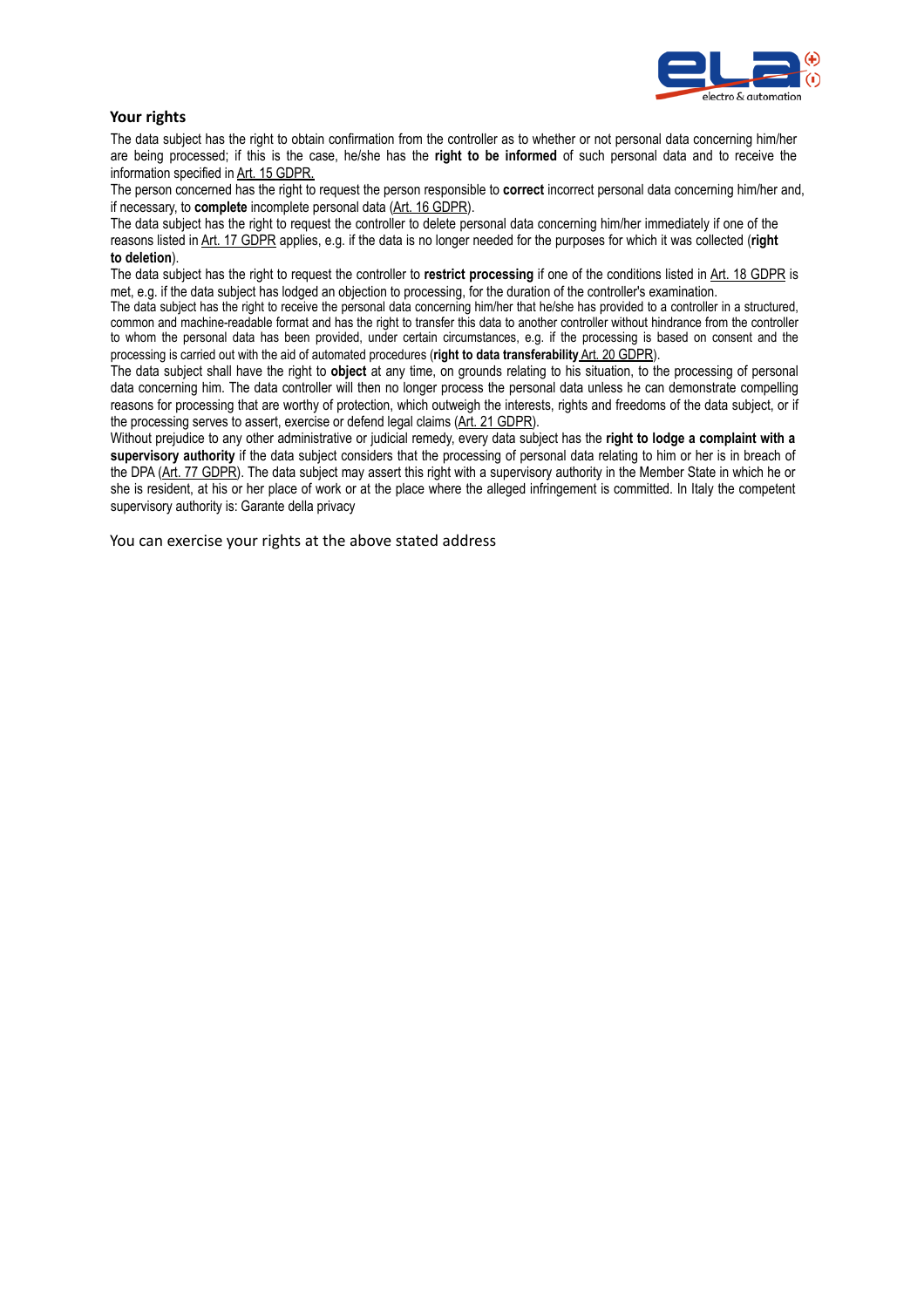## Your rights

The data subject has the right to obtain confirmation from the controller as to whether or not personal data concerning him/her are being processed; if this is the case, he/she has the **right to be informed** of such personal data and to receive the information specified in Art. 15 GDPR.

The person concerned has the right to request the person responsible to **correct** incorrect personal data concerning him/her and, if necessary, to **complete** incomplete personal data (Art. 16 GDPR).

The data subject has the right to request the controller to delete personal data concerning him/her immediately if one of the reasons listed in Art. 17 GDPR applies, e.g. if the data is no longer needed for the purposes for which it was collected (**right to deletion**).

The data subject has the right to request the controller to **restrict processing** if one of the conditions listed in Art. 18 GDPR is met, e.g. if the data subject has lodged an objection to processing, for the duration of the controller's examination.

The data subject has the right to receive the personal data concerning him/her that he/she has provided to a controller in a structured, common and machine-readable format and has the right to transfer this data to another controller without hindrance from the controller to whom the personal data has been provided, under certain circumstances, e.g. if the processing is based on consent and the processing is carried out with the aid of automated procedures (**right to data transferability** Art. 20 GDPR).

The data subject shall have the right to **object** at any time, on grounds relating to his situation, to the processing of personal data concerning him. The data controller will then no longer process the personal data unless he can demonstrate compelling reasons for processing that are worthy of protection, which outweigh the interests, rights and freedoms of the data subject, or if the processing serves to assert, exercise or defend legal claims (Art. 21 GDPR).

Without prejudice to any other administrative or judicial remedy, every data subject has the **right to lodge a complaint with a supervisory authority** if the data subject considers that the processing of personal data relating to him or her is in breach of the DPA (Art. 77 GDPR). The data subject may assert this right with a supervisory authority in the Member State in which he or she is resident, at his or her place of work or at the place where the alleged infringement is committed. In Italy the competent supervisory authority is: Garante della privacy

You can exercise your rights at the above stated address